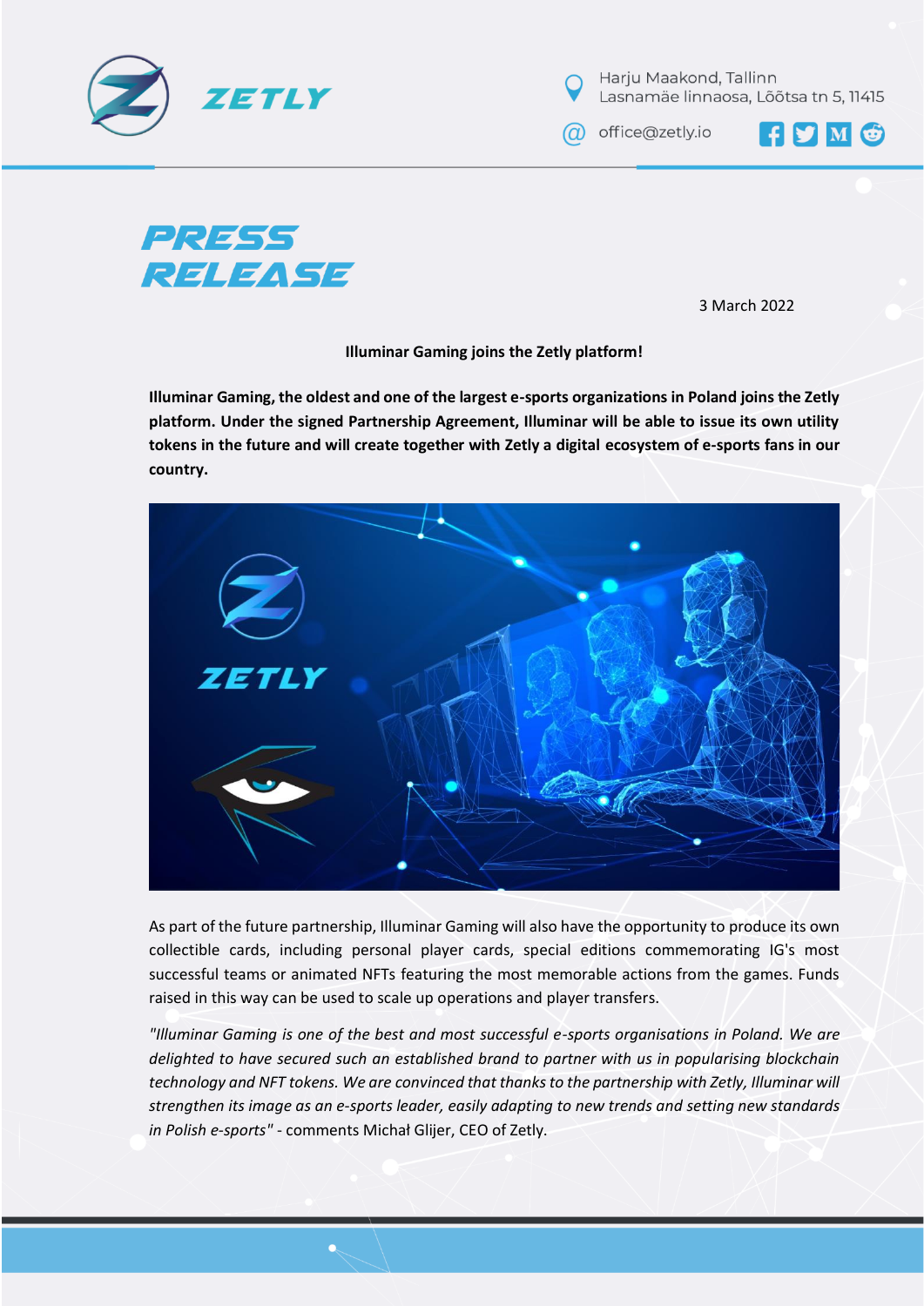ZETLY

Harju Maakond, Tallinn
Lasnamäe linnaosa, Lõõtsa tn 5, 11415

office@zetly.io

# PRESS RELEASE

3 March 2022

**Illuminar Gaming joins the Zetly platform!**

**Illuminar Gaming, the oldest and one of the largest e-sports organizations in Poland joins the Zetly platform. Under the signed Partnership Agreement, Illuminar will be able to issue its own utility tokens in the future and will create together with Zetly a digital ecosystem of e-sports fans in our country.**

As part of the future partnership, Illuminar Gaming will also have the opportunity to produce its own collectible cards, including personal player cards, special editions commemorating IG's most successful teams or animated NFTs featuring the most memorable actions from the games. Funds raised in this way can be used to scale up operations and player transfers.

*"Illuminar Gaming is one of the best and most successful e-sports organisations in Poland. We are delighted to have secured such an established brand to partner with us in popularising blockchain technology and NFT tokens. We are convinced that thanks to the partnership with Zetly, Illuminar will strengthen its image as an e-sports leader, easily adapting to new trends and setting new standards in Polish e-sports"* - comments Michał Glijer, CEO of Zetly.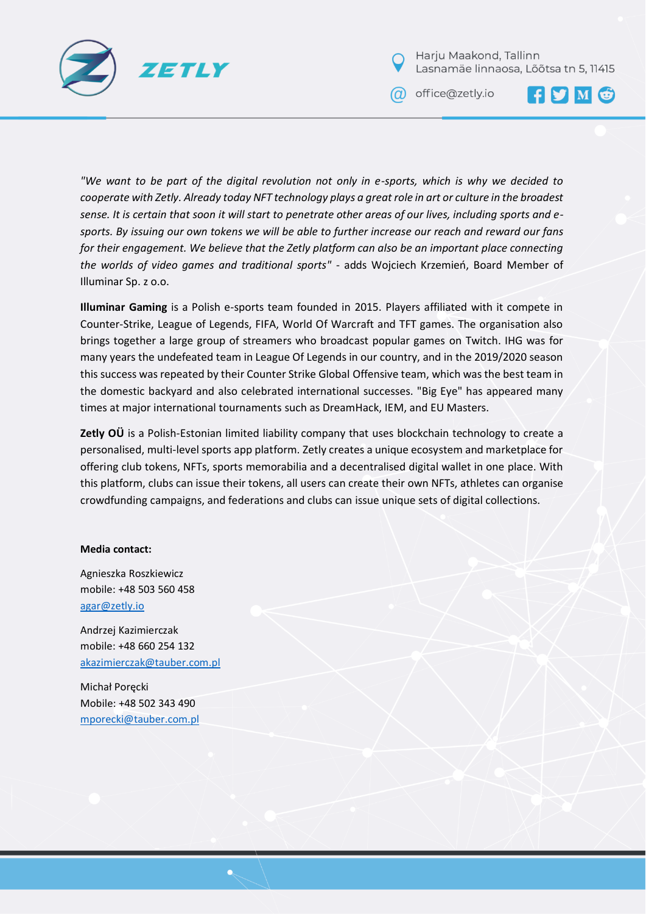*"We want to be part of the digital revolution not only in e-sports, which is why we decided to cooperate with Zetly. Already today NFT technology plays a great role in art or culture in the broadest sense. It is certain that soon it will start to penetrate other areas of our lives, including sports and e-sports. By issuing our own tokens we will be able to further increase our reach and reward our fans for their engagement. We believe that the Zetly platform can also be an important place connecting the worlds of video games and traditional sports"* - adds Wojciech Krzemień, Board Member of Illuminar Sp. z o.o.

**Illuminar Gaming** is a Polish e-sports team founded in 2015. Players affiliated with it compete in Counter-Strike, League of Legends, FIFA, World Of Warcraft and TFT games. The organisation also brings together a large group of streamers who broadcast popular games on Twitch. IHG was for many years the undefeated team in League Of Legends in our country, and in the 2019/2020 season this success was repeated by their Counter Strike Global Offensive team, which was the best team in the domestic backyard and also celebrated international successes. "Big Eye" has appeared many times at major international tournaments such as DreamHack, IEM, and EU Masters.

**Zetly OÜ** is a Polish-Estonian limited liability company that uses blockchain technology to create a personalised, multi-level sports app platform. Zetly creates a unique ecosystem and marketplace for offering club tokens, NFTs, sports memorabilia and a decentralised digital wallet in one place. With this platform, clubs can issue their tokens, all users can create their own NFTs, athletes can organise crowdfunding campaigns, and federations and clubs can issue unique sets of digital collections.

**Media contact:**

Agnieszka Roszkiewicz
mobile: +48 503 560 458
agar@zetly.io

Andrzej Kazimierczak
mobile: +48 660 254 132
akazimierczak@tauber.com.pl

Michał Poręcki
Mobile: +48 502 343 490
mporecki@tauber.com.pl